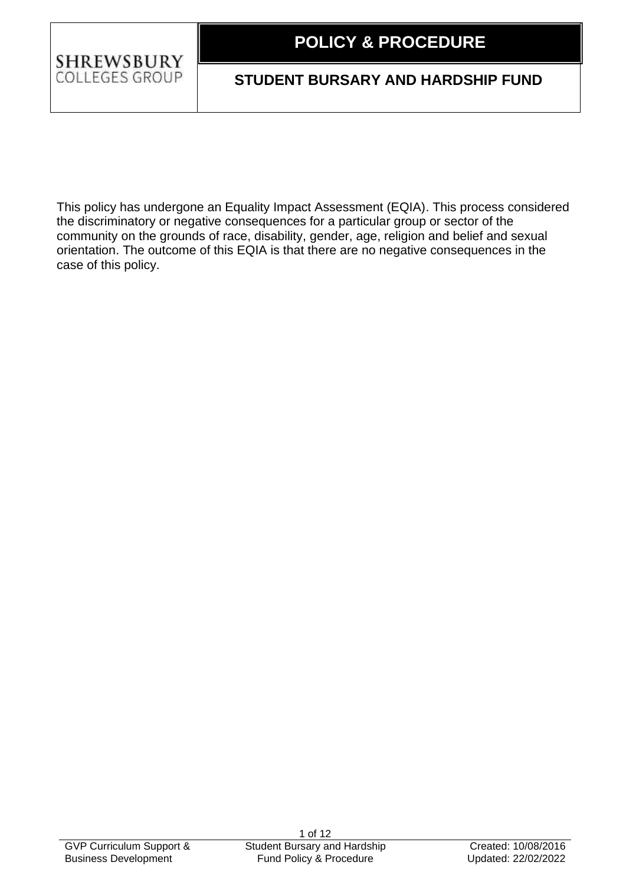SHREWSBURY COLLEGES GROUP

# POLICY & PROCEDURE

## STUDENT BURSARY AND HARDSHIP FUND

This policy has undergone an Equality Impact Assessment (EQIA). This process considered the discriminatory or negative consequences for a particular group or sector of the community on the grounds of race, disability, gender, age, religion and belief and sexual orientation. The outcome of this EQIA is that there are no negative consequences in the case of this policy.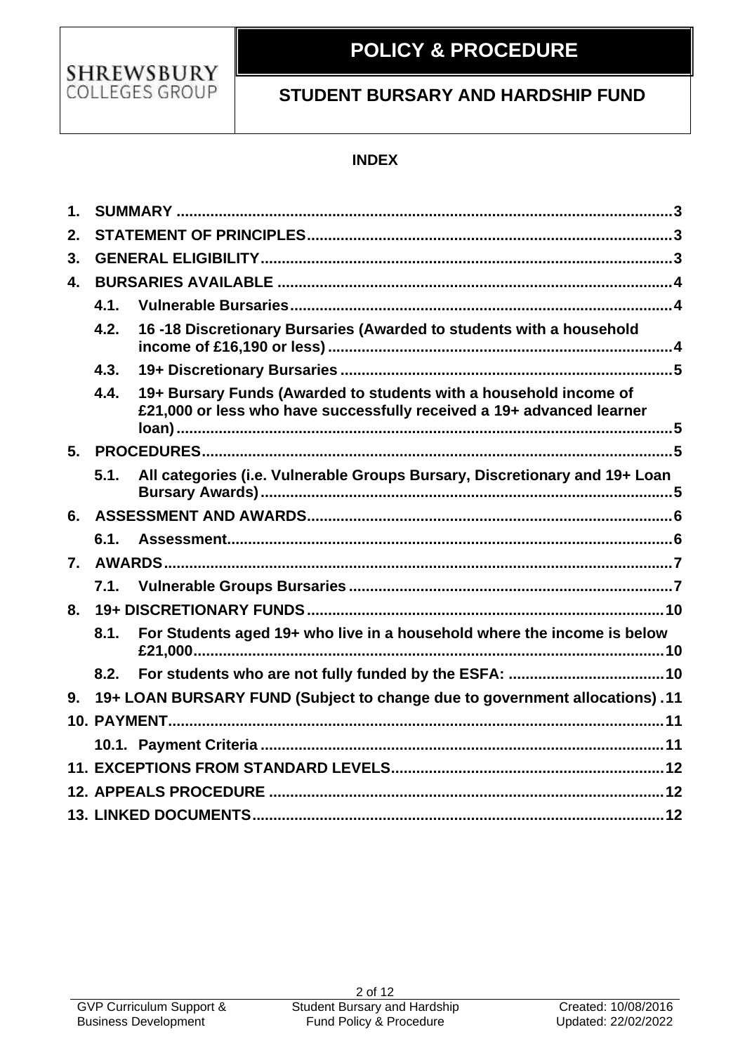**POLICY & PROCEDURE**

**STUDENT BURSARY AND HARDSHIP FUND**

**INDEX**

1. SUMMARY ..... 3
2. STATEMENT OF PRINCIPLES ..... 3
3. GENERAL ELIGIBILITY ..... 3
4. BURSARIES AVAILABLE ..... 4
   - 4.1. Vulnerable Bursaries ..... 4
   - 4.2. 16 -18 Discretionary Bursaries (Awarded to students with a household income of £16,190 or less) ..... 4
   - 4.3. 19+ Discretionary Bursaries ..... 5
   - 4.4. 19+ Bursary Funds (Awarded to students with a household income of £21,000 or less who have successfully received a 19+ advanced learner loan) ..... 5
5. PROCEDURES ..... 5
   - 5.1. All categories (i.e. Vulnerable Groups Bursary, Discretionary and 19+ Loan Bursary Awards) ..... 5
6. ASSESSMENT AND AWARDS ..... 6
   - 6.1. Assessment ..... 6
7. AWARDS ..... 7
   - 7.1. Vulnerable Groups Bursaries ..... 7
8. 19+ DISCRETIONARY FUNDS ..... 10
   - 8.1. For Students aged 19+ who live in a household where the income is below £21,000 ..... 10
   - 8.2. For students who are not fully funded by the ESFA: ..... 10
9. 19+ LOAN BURSARY FUND (Subject to change due to government allocations) ..... 11
10. PAYMENT ..... 11
    - 10.1. Payment Criteria ..... 11
11. EXCEPTIONS FROM STANDARD LEVELS ..... 12
12. APPEALS PROCEDURE ..... 12
13. LINKED DOCUMENTS ..... 12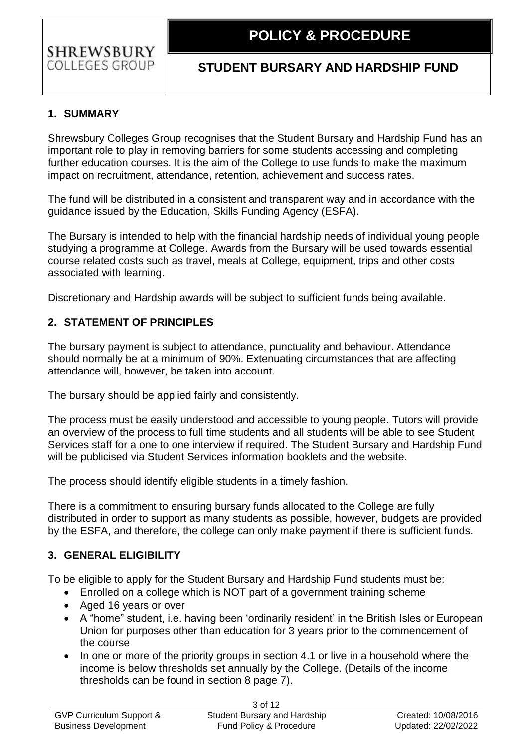## 1. SUMMARY

Shrewsbury Colleges Group recognises that the Student Bursary and Hardship Fund has an important role to play in removing barriers for some students accessing and completing further education courses. It is the aim of the College to use funds to make the maximum impact on recruitment, attendance, retention, achievement and success rates.

The fund will be distributed in a consistent and transparent way and in accordance with the guidance issued by the Education, Skills Funding Agency (ESFA).

The Bursary is intended to help with the financial hardship needs of individual young people studying a programme at College. Awards from the Bursary will be used towards essential course related costs such as travel, meals at College, equipment, trips and other costs associated with learning.

Discretionary and Hardship awards will be subject to sufficient funds being available.

## 2. STATEMENT OF PRINCIPLES

The bursary payment is subject to attendance, punctuality and behaviour. Attendance should normally be at a minimum of 90%. Extenuating circumstances that are affecting attendance will, however, be taken into account.

The bursary should be applied fairly and consistently.

The process must be easily understood and accessible to young people. Tutors will provide an overview of the process to full time students and all students will be able to see Student Services staff for a one to one interview if required. The Student Bursary and Hardship Fund will be publicised via Student Services information booklets and the website.

The process should identify eligible students in a timely fashion.

There is a commitment to ensuring bursary funds allocated to the College are fully distributed in order to support as many students as possible, however, budgets are provided by the ESFA, and therefore, the college can only make payment if there is sufficient funds.

## 3. GENERAL ELIGIBILITY

To be eligible to apply for the Student Bursary and Hardship Fund students must be:

- Enrolled on a college which is NOT part of a government training scheme
- Aged 16 years or over
- A "home" student, i.e. having been 'ordinarily resident' in the British Isles or European Union for purposes other than education for 3 years prior to the commencement of the course
- In one or more of the priority groups in section 4.1 or live in a household where the income is below thresholds set annually by the College. (Details of the income thresholds can be found in section 8 page 7).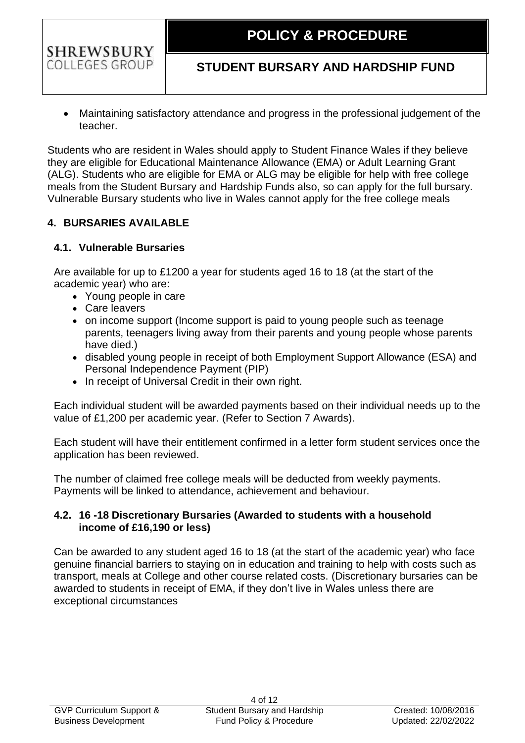- Maintaining satisfactory attendance and progress in the professional judgement of the teacher.

Students who are resident in Wales should apply to Student Finance Wales if they believe they are eligible for Educational Maintenance Allowance (EMA) or Adult Learning Grant (ALG). Students who are eligible for EMA or ALG may be eligible for help with free college meals from the Student Bursary and Hardship Funds also, so can apply for the full bursary. Vulnerable Bursary students who live in Wales cannot apply for the free college meals

## 4. BURSARIES AVAILABLE

### 4.1. Vulnerable Bursaries

Are available for up to £1200 a year for students aged 16 to 18 (at the start of the academic year) who are:

- Young people in care
- Care leavers
- on income support (Income support is paid to young people such as teenage parents, teenagers living away from their parents and young people whose parents have died.)
- disabled young people in receipt of both Employment Support Allowance (ESA) and Personal Independence Payment (PIP)
- In receipt of Universal Credit in their own right.

Each individual student will be awarded payments based on their individual needs up to the value of £1,200 per academic year. (Refer to Section 7 Awards).

Each student will have their entitlement confirmed in a letter form student services once the application has been reviewed.

The number of claimed free college meals will be deducted from weekly payments. Payments will be linked to attendance, achievement and behaviour.

### 4.2. 16 -18 Discretionary Bursaries (Awarded to students with a household income of £16,190 or less)

Can be awarded to any student aged 16 to 18 (at the start of the academic year) who face genuine financial barriers to staying on in education and training to help with costs such as transport, meals at College and other course related costs. (Discretionary bursaries can be awarded to students in receipt of EMA, if they don't live in Wales unless there are exceptional circumstances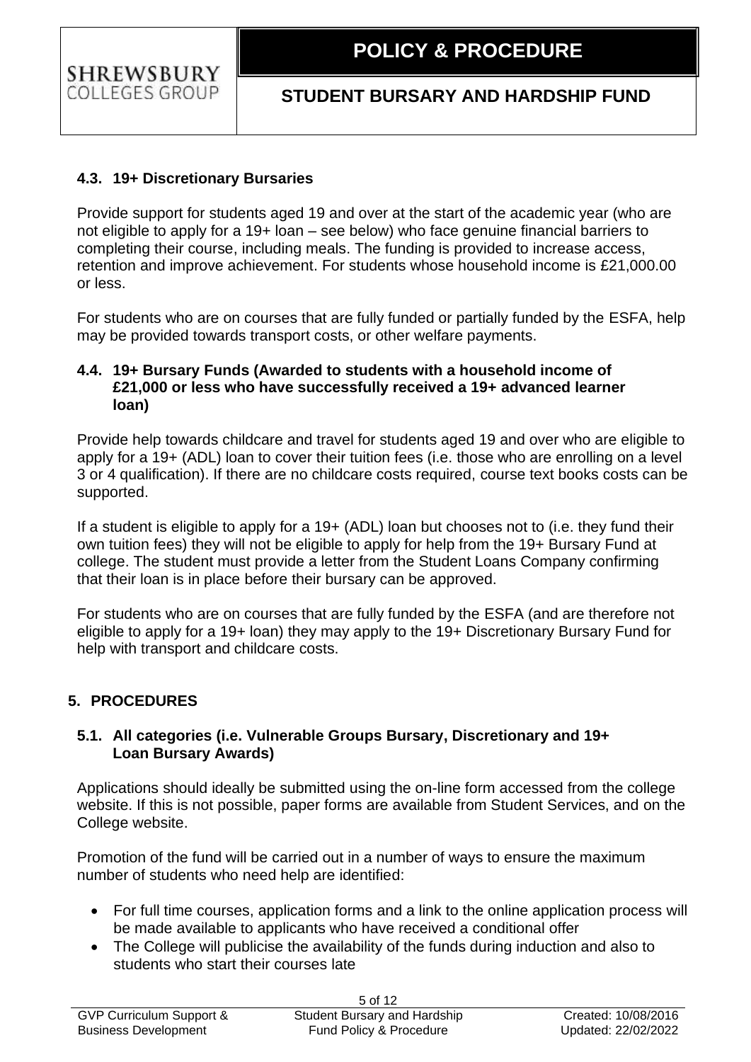### 4.3. 19+ Discretionary Bursaries

Provide support for students aged 19 and over at the start of the academic year (who are not eligible to apply for a 19+ loan – see below) who face genuine financial barriers to completing their course, including meals. The funding is provided to increase access, retention and improve achievement. For students whose household income is £21,000.00 or less.

For students who are on courses that are fully funded or partially funded by the ESFA, help may be provided towards transport costs, or other welfare payments.

### 4.4. 19+ Bursary Funds (Awarded to students with a household income of £21,000 or less who have successfully received a 19+ advanced learner loan)

Provide help towards childcare and travel for students aged 19 and over who are eligible to apply for a 19+ (ADL) loan to cover their tuition fees (i.e. those who are enrolling on a level 3 or 4 qualification). If there are no childcare costs required, course text books costs can be supported.

If a student is eligible to apply for a 19+ (ADL) loan but chooses not to (i.e. they fund their own tuition fees) they will not be eligible to apply for help from the 19+ Bursary Fund at college. The student must provide a letter from the Student Loans Company confirming that their loan is in place before their bursary can be approved.

For students who are on courses that are fully funded by the ESFA (and are therefore not eligible to apply for a 19+ loan) they may apply to the 19+ Discretionary Bursary Fund for help with transport and childcare costs.

## 5. PROCEDURES

### 5.1. All categories (i.e. Vulnerable Groups Bursary, Discretionary and 19+ Loan Bursary Awards)

Applications should ideally be submitted using the on-line form accessed from the college website. If this is not possible, paper forms are available from Student Services, and on the College website.

Promotion of the fund will be carried out in a number of ways to ensure the maximum number of students who need help are identified:

- For full time courses, application forms and a link to the online application process will be made available to applicants who have received a conditional offer
- The College will publicise the availability of the funds during induction and also to students who start their courses late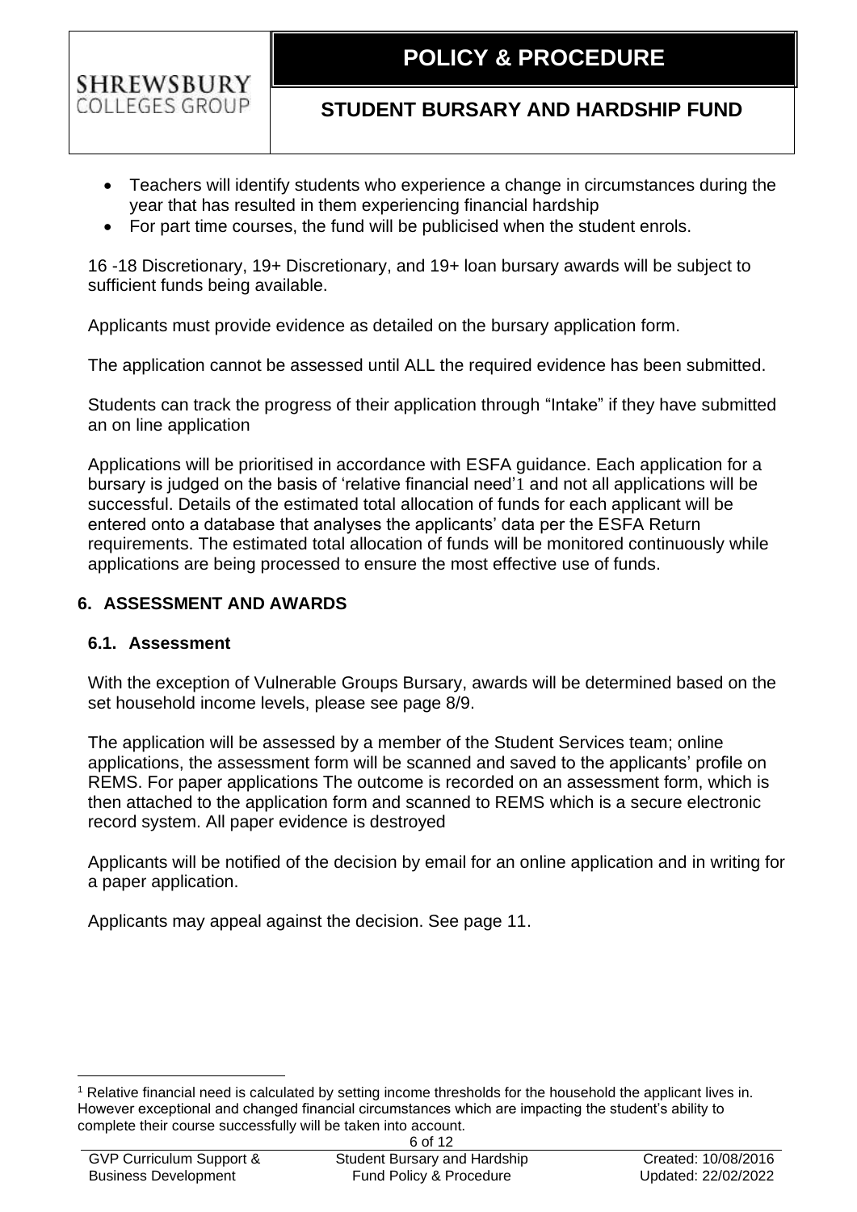- Teachers will identify students who experience a change in circumstances during the year that has resulted in them experiencing financial hardship
- For part time courses, the fund will be publicised when the student enrols.

16 -18 Discretionary, 19+ Discretionary, and 19+ loan bursary awards will be subject to sufficient funds being available.

Applicants must provide evidence as detailed on the bursary application form.

The application cannot be assessed until ALL the required evidence has been submitted.

Students can track the progress of their application through "Intake" if they have submitted an on line application

Applications will be prioritised in accordance with ESFA guidance. Each application for a bursary is judged on the basis of 'relative financial need'[1] and not all applications will be successful. Details of the estimated total allocation of funds for each applicant will be entered onto a database that analyses the applicants' data per the ESFA Return requirements. The estimated total allocation of funds will be monitored continuously while applications are being processed to ensure the most effective use of funds.

## 6. ASSESSMENT AND AWARDS

### 6.1. Assessment

With the exception of Vulnerable Groups Bursary, awards will be determined based on the set household income levels, please see page 8/9.

The application will be assessed by a member of the Student Services team; online applications, the assessment form will be scanned and saved to the applicants' profile on REMS. For paper applications The outcome is recorded on an assessment form, which is then attached to the application form and scanned to REMS which is a secure electronic record system. All paper evidence is destroyed

Applicants will be notified of the decision by email for an online application and in writing for a paper application.

Applicants may appeal against the decision. See page 11.

[1] Relative financial need is calculated by setting income thresholds for the household the applicant lives in. However exceptional and changed financial circumstances which are impacting the student's ability to complete their course successfully will be taken into account.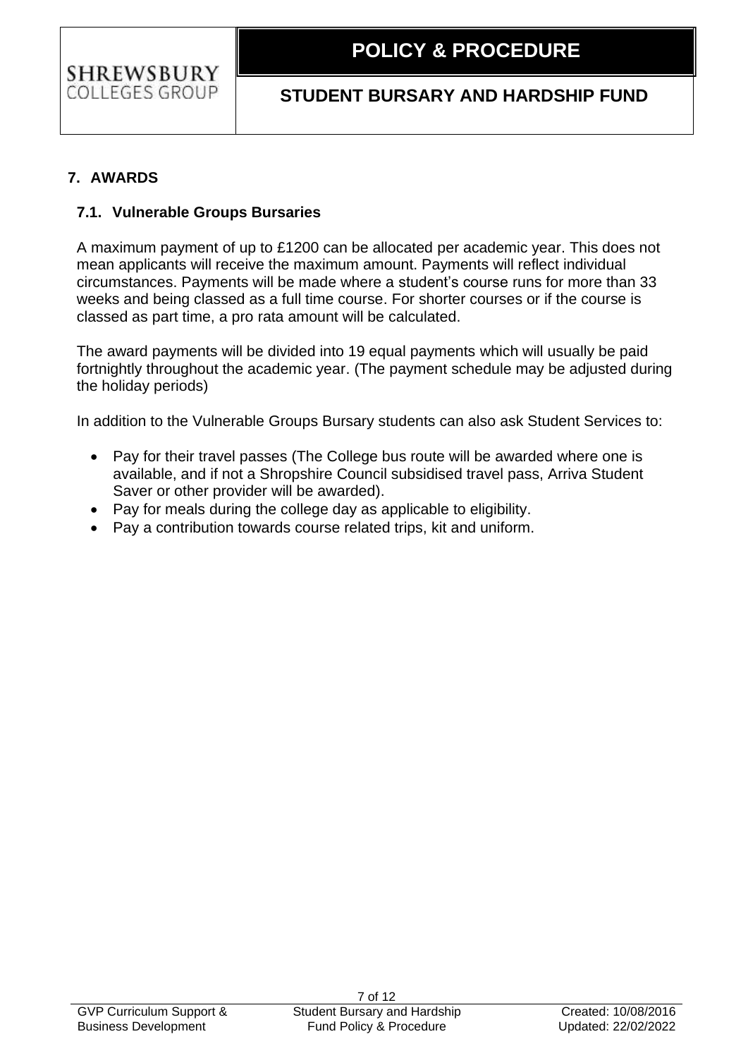## 7. AWARDS

### 7.1. Vulnerable Groups Bursaries

A maximum payment of up to £1200 can be allocated per academic year. This does not mean applicants will receive the maximum amount. Payments will reflect individual circumstances. Payments will be made where a student's course runs for more than 33 weeks and being classed as a full time course. For shorter courses or if the course is classed as part time, a pro rata amount will be calculated.

The award payments will be divided into 19 equal payments which will usually be paid fortnightly throughout the academic year. (The payment schedule may be adjusted during the holiday periods)

In addition to the Vulnerable Groups Bursary students can also ask Student Services to:

- Pay for their travel passes (The College bus route will be awarded where one is available, and if not a Shropshire Council subsidised travel pass, Arriva Student Saver or other provider will be awarded).
- Pay for meals during the college day as applicable to eligibility.
- Pay a contribution towards course related trips, kit and uniform.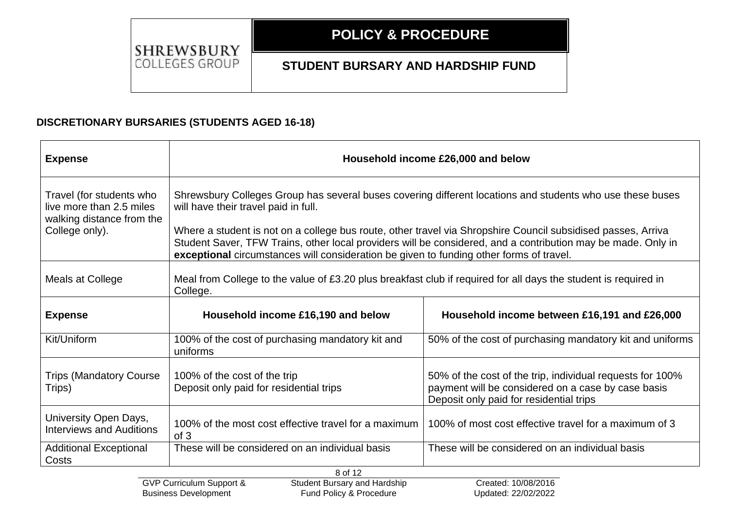## DISCRETIONARY BURSARIES (STUDENTS AGED 16-18)

| Expense | Household income £26,000 and below | |
|---|---|---|
| Travel (for students who live more than 2.5 miles walking distance from the College only). | Shrewsbury Colleges Group has several buses covering different locations and students who use these buses will have their travel paid in full.<br><br>Where a student is not on a college bus route, other travel via Shropshire Council subsidised passes, Arriva Student Saver, TFW Trains, other local providers will be considered, and a contribution may be made. Only in **exceptional** circumstances will consideration be given to funding other forms of travel. | |
| Meals at College | Meal from College to the value of £3.20 plus breakfast club if required for all days the student is required in College. | |
| **Expense** | **Household income £16,190 and below** | **Household income between £16,191 and £26,000** |
| Kit/Uniform | 100% of the cost of purchasing mandatory kit and uniforms | 50% of the cost of purchasing mandatory kit and uniforms |
| Trips (Mandatory Course Trips) | 100% of the cost of the trip<br>Deposit only paid for residential trips | 50% of the cost of the trip, individual requests for 100% payment will be considered on a case by case basis<br>Deposit only paid for residential trips |
| University Open Days, Interviews and Auditions | 100% of the most cost effective travel for a maximum of 3 | 100% of most cost effective travel for a maximum of 3 |
| Additional Exceptional Costs | These will be considered on an individual basis | These will be considered on an individual basis |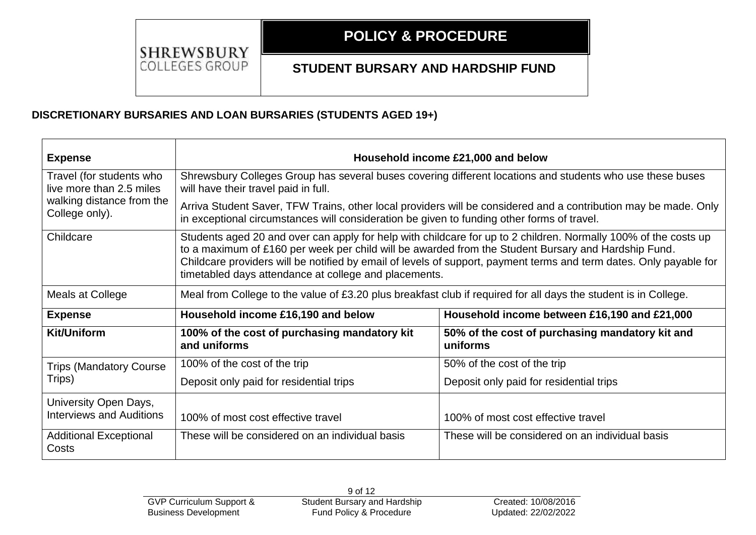## DISCRETIONARY BURSARIES AND LOAN BURSARIES (STUDENTS AGED 19+)

| Expense | Household income £21,000 and below | |
|---|---|---|
| Travel (for students who live more than 2.5 miles walking distance from the College only). | Shrewsbury Colleges Group has several buses covering different locations and students who use these buses will have their travel paid in full.<br><br>Arriva Student Saver, TFW Trains, other local providers will be considered and a contribution may be made. Only in exceptional circumstances will consideration be given to funding other forms of travel. | |
| Childcare | Students aged 20 and over can apply for help with childcare for up to 2 children. Normally 100% of the costs up to a maximum of £160 per week per child will be awarded from the Student Bursary and Hardship Fund. Childcare providers will be notified by email of levels of support, payment terms and term dates. Only payable for timetabled days attendance at college and placements. | |
| Meals at College | Meal from College to the value of £3.20 plus breakfast club if required for all days the student is in College. | |
| **Expense** | **Household income £16,190 and below** | **Household income between £16,190 and £21,000** |
| **Kit/Uniform** | **100% of the cost of purchasing mandatory kit and uniforms** | **50% of the cost of purchasing mandatory kit and uniforms** |
| Trips (Mandatory Course Trips) | 100% of the cost of the trip<br><br>Deposit only paid for residential trips | 50% of the cost of the trip<br><br>Deposit only paid for residential trips |
| University Open Days, Interviews and Auditions | 100% of most cost effective travel | 100% of most cost effective travel |
| Additional Exceptional Costs | These will be considered on an individual basis | These will be considered on an individual basis |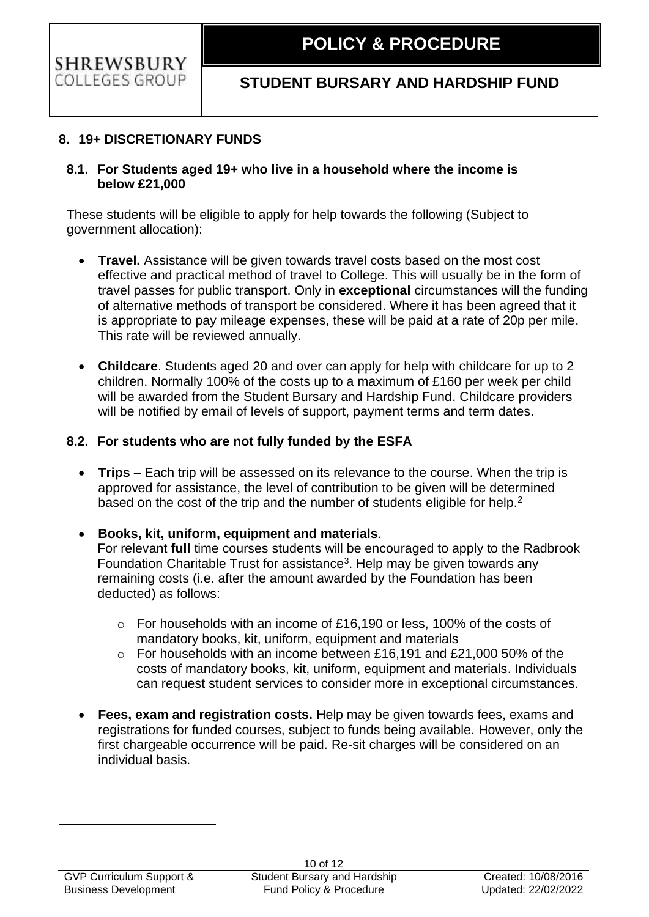## 8. 19+ DISCRETIONARY FUNDS

### 8.1. For Students aged 19+ who live in a household where the income is below £21,000

These students will be eligible to apply for help towards the following (Subject to government allocation):

- **Travel.** Assistance will be given towards travel costs based on the most cost effective and practical method of travel to College. This will usually be in the form of travel passes for public transport. Only in **exceptional** circumstances will the funding of alternative methods of transport be considered. Where it has been agreed that it is appropriate to pay mileage expenses, these will be paid at a rate of 20p per mile. This rate will be reviewed annually.

- **Childcare**. Students aged 20 and over can apply for help with childcare for up to 2 children. Normally 100% of the costs up to a maximum of £160 per week per child will be awarded from the Student Bursary and Hardship Fund. Childcare providers will be notified by email of levels of support, payment terms and term dates.

### 8.2. For students who are not fully funded by the ESFA

- **Trips** – Each trip will be assessed on its relevance to the course. When the trip is approved for assistance, the level of contribution to be given will be determined based on the cost of the trip and the number of students eligible for help.[2]

- **Books, kit, uniform, equipment and materials**.
  For relevant **full** time courses students will be encouraged to apply to the Radbrook Foundation Charitable Trust for assistance[3]. Help may be given towards any remaining costs (i.e. after the amount awarded by the Foundation has been deducted) as follows:

  - For households with an income of £16,190 or less, 100% of the costs of mandatory books, kit, uniform, equipment and materials
  - For households with an income between £16,191 and £21,000 50% of the costs of mandatory books, kit, uniform, equipment and materials. Individuals can request student services to consider more in exceptional circumstances.

- **Fees, exam and registration costs.** Help may be given towards fees, exams and registrations for funded courses, subject to funds being available. However, only the first chargeable occurrence will be paid. Re-sit charges will be considered on an individual basis.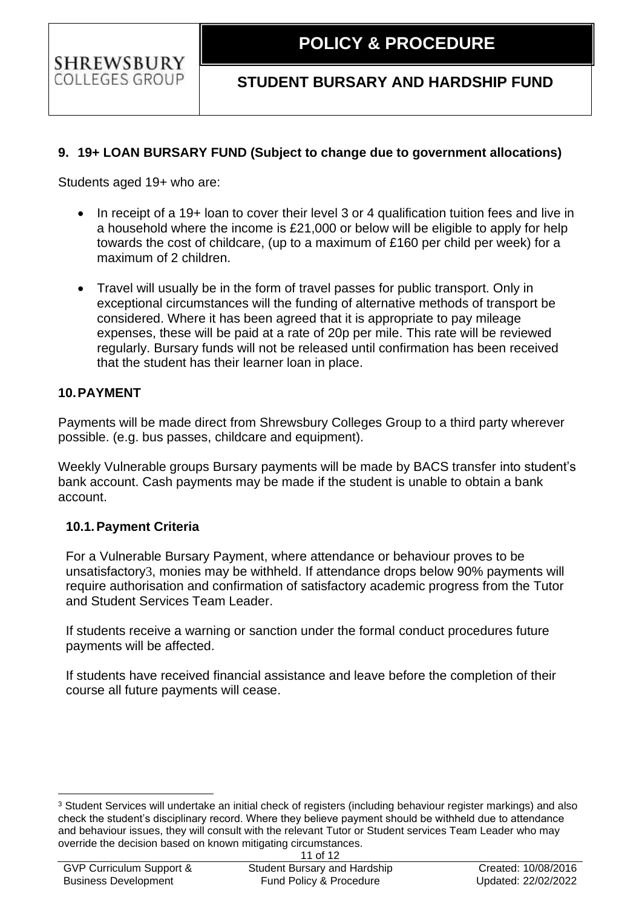## 9. 19+ LOAN BURSARY FUND (Subject to change due to government allocations)

Students aged 19+ who are:

- In receipt of a 19+ loan to cover their level 3 or 4 qualification tuition fees and live in a household where the income is £21,000 or below will be eligible to apply for help towards the cost of childcare, (up to a maximum of £160 per child per week) for a maximum of 2 children.
- Travel will usually be in the form of travel passes for public transport. Only in exceptional circumstances will the funding of alternative methods of transport be considered. Where it has been agreed that it is appropriate to pay mileage expenses, these will be paid at a rate of 20p per mile. This rate will be reviewed regularly. Bursary funds will not be released until confirmation has been received that the student has their learner loan in place.

## 10. PAYMENT

Payments will be made direct from Shrewsbury Colleges Group to a third party wherever possible. (e.g. bus passes, childcare and equipment).

Weekly Vulnerable groups Bursary payments will be made by BACS transfer into student's bank account. Cash payments may be made if the student is unable to obtain a bank account.

### 10.1. Payment Criteria

For a Vulnerable Bursary Payment, where attendance or behaviour proves to be unsatisfactory[3], monies may be withheld. If attendance drops below 90% payments will require authorisation and confirmation of satisfactory academic progress from the Tutor and Student Services Team Leader.

If students receive a warning or sanction under the formal conduct procedures future payments will be affected.

If students have received financial assistance and leave before the completion of their course all future payments will cease.

---

[3] Student Services will undertake an initial check of registers (including behaviour register markings) and also check the student's disciplinary record. Where they believe payment should be withheld due to attendance and behaviour issues, they will consult with the relevant Tutor or Student services Team Leader who may override the decision based on known mitigating circumstances.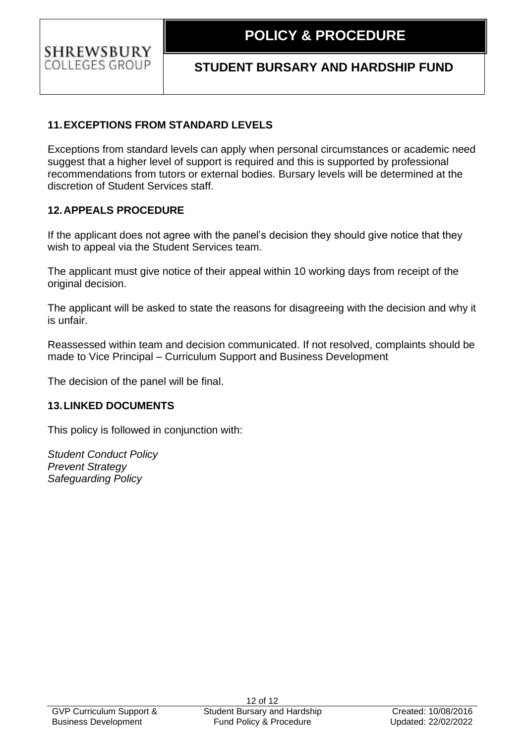## 11. EXCEPTIONS FROM STANDARD LEVELS

Exceptions from standard levels can apply when personal circumstances or academic need suggest that a higher level of support is required and this is supported by professional recommendations from tutors or external bodies. Bursary levels will be determined at the discretion of Student Services staff.

## 12. APPEALS PROCEDURE

If the applicant does not agree with the panel's decision they should give notice that they wish to appeal via the Student Services team.

The applicant must give notice of their appeal within 10 working days from receipt of the original decision.

The applicant will be asked to state the reasons for disagreeing with the decision and why it is unfair.

Reassessed within team and decision communicated. If not resolved, complaints should be made to Vice Principal – Curriculum Support and Business Development

The decision of the panel will be final.

## 13. LINKED DOCUMENTS

This policy is followed in conjunction with:

*Student Conduct Policy*
*Prevent Strategy*
*Safeguarding Policy*